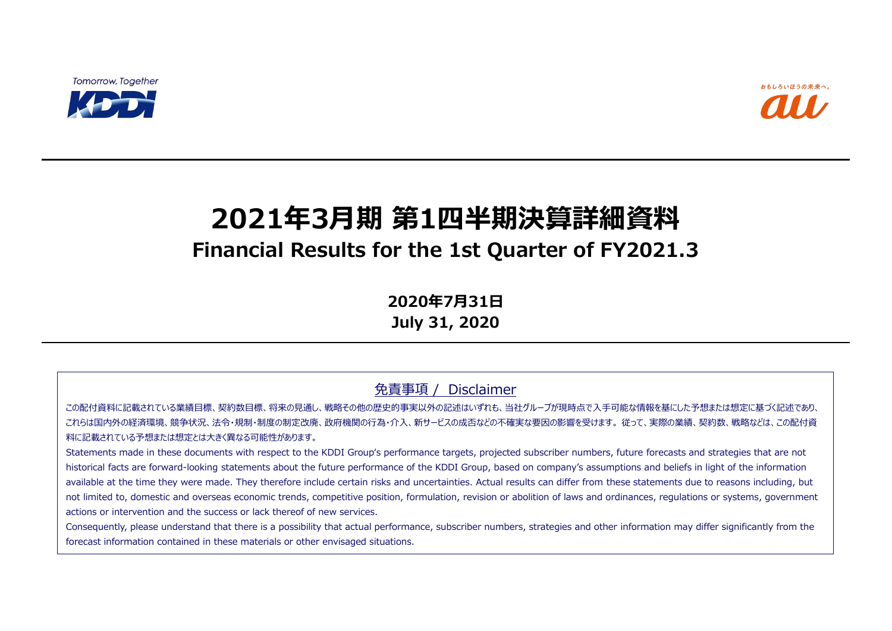Tomorrow, Together

KDDI

おもしろいほうの未来へ。

au

# 2021年3月期 第1四半期決算詳細資料
## Financial Results for the 1st Quarter of FY2021.3

**2020年7月31日**
**July 31, 2020**

### 免責事項 / Disclaimer

この配付資料に記載されている業績目標、契約数目標、将来の見通し、戦略その他の歴史的事実以外の記述はいずれも、当社グループが現時点で入手可能な情報を基にした予想または想定に基づく記述であり、これらは国内外の経済環境、競争状況、法令・規制・制度の制定改廃、政府機関の行為・介入、新サービスの成否などの不確実な要因の影響を受けます。従って、実際の業績、契約数、戦略などは、この配付資料に記載されている予想または想定とは大きく異なる可能性があります。

Statements made in these documents with respect to the KDDI Group's performance targets, projected subscriber numbers, future forecasts and strategies that are not historical facts are forward-looking statements about the future performance of the KDDI Group, based on company's assumptions and beliefs in light of the information available at the time they were made. They therefore include certain risks and uncertainties. Actual results can differ from these statements due to reasons including, but not limited to, domestic and overseas economic trends, competitive position, formulation, revision or abolition of laws and ordinances, regulations or systems, government actions or intervention and the success or lack thereof of new services.

Consequently, please understand that there is a possibility that actual performance, subscriber numbers, strategies and other information may differ significantly from the forecast information contained in these materials or other envisaged situations.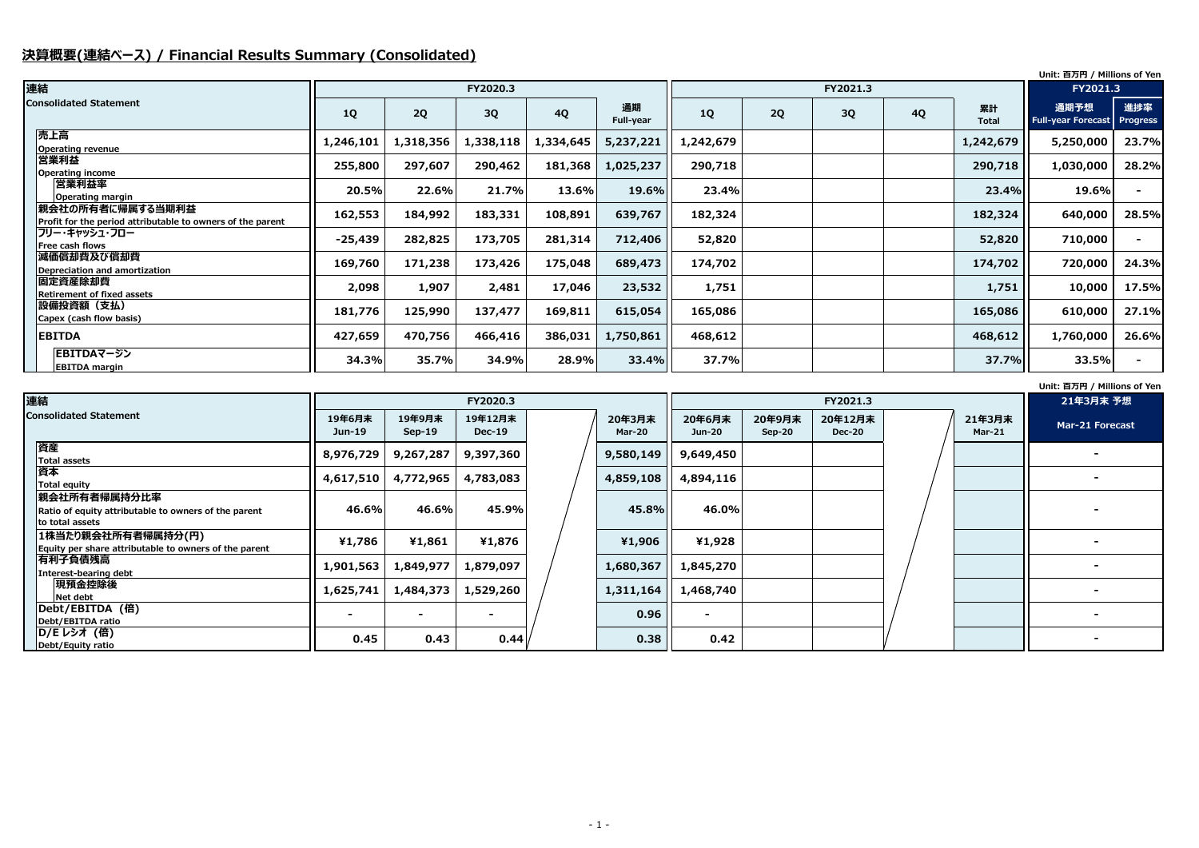# 決算概要(連結ベース) / Financial Results Summary (Consolidated)

Unit: 百万円 / Millions of Yen

| 連結<br>Consolidated Statement | FY2020.3<br>1Q | FY2020.3<br>2Q | FY2020.3<br>3Q | FY2020.3<br>4Q | FY2020.3<br>通期<br>Full-year | FY2021.3<br>1Q | FY2021.3<br>2Q | FY2021.3<br>3Q | FY2021.3<br>4Q | FY2021.3<br>累計<br>Total | FY2021.3<br>通期予想<br>Full-year Forecast | FY2021.3<br>進捗率<br>Progress |
|---|---|---|---|---|---|---|---|---|---|---|---|---|
| 売上高<br>Operating revenue | 1,246,101 | 1,318,356 | 1,338,118 | 1,334,645 | 5,237,221 | 1,242,679 | | | | 1,242,679 | 5,250,000 | 23.7% |
| 営業利益<br>Operating income | 255,800 | 297,607 | 290,462 | 181,368 | 1,025,237 | 290,718 | | | | 290,718 | 1,030,000 | 28.2% |
| 営業利益率<br>Operating margin | 20.5% | 22.6% | 21.7% | 13.6% | 19.6% | 23.4% | | | | 23.4% | 19.6% | - |
| 親会社の所有者に帰属する当期利益<br>Profit for the period attributable to owners of the parent | 162,553 | 184,992 | 183,331 | 108,891 | 639,767 | 182,324 | | | | 182,324 | 640,000 | 28.5% |
| フリー･キャッシュ･フロー<br>Free cash flows | -25,439 | 282,825 | 173,705 | 281,314 | 712,406 | 52,820 | | | | 52,820 | 710,000 | - |
| 減価償却費及び償却費<br>Depreciation and amortization | 169,760 | 171,238 | 173,426 | 175,048 | 689,473 | 174,702 | | | | 174,702 | 720,000 | 24.3% |
| 固定資産除却費<br>Retirement of fixed assets | 2,098 | 1,907 | 2,481 | 17,046 | 23,532 | 1,751 | | | | 1,751 | 10,000 | 17.5% |
| 設備投資額（支払）<br>Capex (cash flow basis) | 181,776 | 125,990 | 137,477 | 169,811 | 615,054 | 165,086 | | | | 165,086 | 610,000 | 27.1% |
| EBITDA | 427,659 | 470,756 | 466,416 | 386,031 | 1,750,861 | 468,612 | | | | 468,612 | 1,760,000 | 26.6% |
| EBITDAマージン<br>EBITDA margin | 34.3% | 35.7% | 34.9% | 28.9% | 33.4% | 37.7% | | | | 37.7% | 33.5% | - |

Unit: 百万円 / Millions of Yen

| 連結<br>Consolidated Statement | FY2020.3<br>19年6月末<br>Jun-19 | FY2020.3<br>19年9月末<br>Sep-19 | FY2020.3<br>19年12月末<br>Dec-19 | FY2020.3<br>20年3月末<br>Mar-20 | FY2021.3<br>20年6月末<br>Jun-20 | FY2021.3<br>20年9月末<br>Sep-20 | FY2021.3<br>20年12月末<br>Dec-20 | FY2021.3<br>21年3月末<br>Mar-21 | 21年3月末 予想<br>Mar-21 Forecast |
|---|---|---|---|---|---|---|---|---|---|
| 資産<br>Total assets | 8,976,729 | 9,267,287 | 9,397,360 | 9,580,149 | 9,649,450 | | | | - |
| 資本<br>Total equity | 4,617,510 | 4,772,965 | 4,783,083 | 4,859,108 | 4,894,116 | | | | - |
| 親会社所有者帰属持分比率<br>Ratio of equity attributable to owners of the parent to total assets | 46.6% | 46.6% | 45.9% | 45.8% | 46.0% | | | | - |
| 1株当たり親会社所有者帰属持分(円)<br>Equity per share attributable to owners of the parent | ¥1,786 | ¥1,861 | ¥1,876 | ¥1,906 | ¥1,928 | | | | - |
| 有利子負債残高<br>Interest-bearing debt | 1,901,563 | 1,849,977 | 1,879,097 | 1,680,367 | 1,845,270 | | | | - |
| 現預金控除後<br>Net debt | 1,625,741 | 1,484,373 | 1,529,260 | 1,311,164 | 1,468,740 | | | | - |
| Debt/EBITDA（倍）<br>Debt/EBITDA ratio | - | - | - | 0.96 | - | | | | - |
| D/E レシオ（倍）<br>Debt/Equity ratio | 0.45 | 0.43 | 0.44 | 0.38 | 0.42 | | | | - |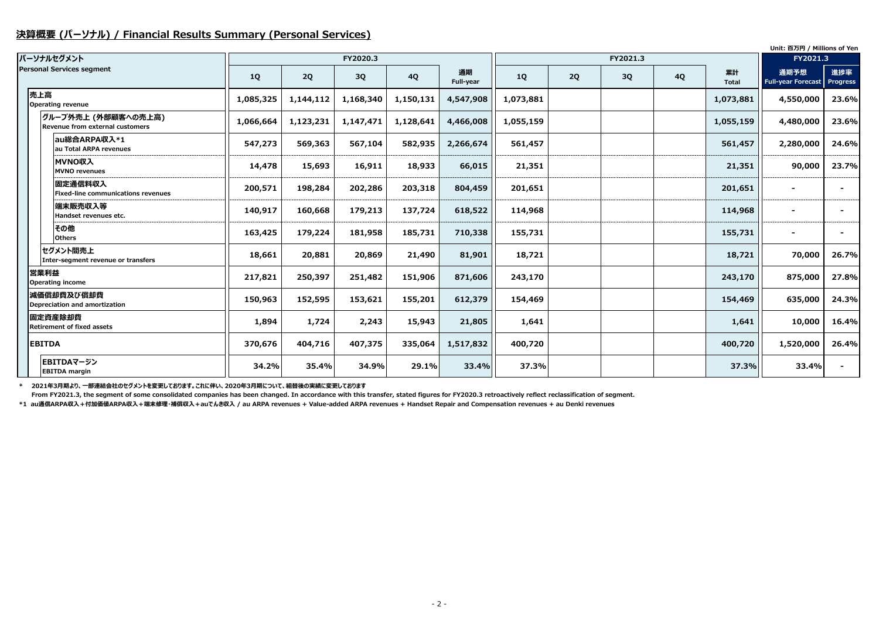## 決算概要 (パーソナル) / Financial Results Summary (Personal Services)

Unit: 百万円 / Millions of Yen

| パーソナルセグメント Personal Services segment | FY2020.3 1Q | FY2020.3 2Q | FY2020.3 3Q | FY2020.3 4Q | FY2020.3 通期 Full-year | FY2021.3 1Q | FY2021.3 2Q | FY2021.3 3Q | FY2021.3 4Q | FY2021.3 累計 Total | FY2021.3 通期予想 Full-year Forecast | FY2021.3 進捗率 Progress |
|---|---|---|---|---|---|---|---|---|---|---|---|---|
| 売上高 Operating revenue | 1,085,325 | 1,144,112 | 1,168,340 | 1,150,131 | 4,547,908 | 1,073,881 | | | | 1,073,881 | 4,550,000 | 23.6% |
| グループ外売上 (外部顧客への売上高) Revenue from external customers | 1,066,664 | 1,123,231 | 1,147,471 | 1,128,641 | 4,466,008 | 1,055,159 | | | | 1,055,159 | 4,480,000 | 23.6% |
| au総合ARPA収入*1 au Total ARPA revenues | 547,273 | 569,363 | 567,104 | 582,935 | 2,266,674 | 561,457 | | | | 561,457 | 2,280,000 | 24.6% |
| MVNO収入 MVNO revenues | 14,478 | 15,693 | 16,911 | 18,933 | 66,015 | 21,351 | | | | 21,351 | 90,000 | 23.7% |
| 固定通信料収入 Fixed-line communications revenues | 200,571 | 198,284 | 202,286 | 203,318 | 804,459 | 201,651 | | | | 201,651 | - | - |
| 端末販売収入等 Handset revenues etc. | 140,917 | 160,668 | 179,213 | 137,724 | 618,522 | 114,968 | | | | 114,968 | - | - |
| その他 Others | 163,425 | 179,224 | 181,958 | 185,731 | 710,338 | 155,731 | | | | 155,731 | - | - |
| セグメント間売上 Inter-segment revenue or transfers | 18,661 | 20,881 | 20,869 | 21,490 | 81,901 | 18,721 | | | | 18,721 | 70,000 | 26.7% |
| 営業利益 Operating income | 217,821 | 250,397 | 251,482 | 151,906 | 871,606 | 243,170 | | | | 243,170 | 875,000 | 27.8% |
| 減価償却費及び償却費 Depreciation and amortization | 150,963 | 152,595 | 153,621 | 155,201 | 612,379 | 154,469 | | | | 154,469 | 635,000 | 24.3% |
| 固定資産除却費 Retirement of fixed assets | 1,894 | 1,724 | 2,243 | 15,943 | 21,805 | 1,641 | | | | 1,641 | 10,000 | 16.4% |
| EBITDA | 370,676 | 404,716 | 407,375 | 335,064 | 1,517,832 | 400,720 | | | | 400,720 | 1,520,000 | 26.4% |
| EBITDAマージン EBITDA margin | 34.2% | 35.4% | 34.9% | 29.1% | 33.4% | 37.3% | | | | 37.3% | 33.4% | - |

\* 2021年3月期より、一部連結会社のセグメントを変更しております。これに伴い、2020年3月期について、組替後の実績に変更しております
From FY2021.3, the segment of some consolidated companies has been changed. In accordance with this transfer, stated figures for FY2020.3 retroactively reflect reclassification of segment.

*1 au通信ARPA収入＋付加価値ARPA収入＋端末修理・補償収入＋auでんき収入 / au ARPA revenues + Value-added ARPA revenues + Handset Repair and Compensation revenues + au Denki revenues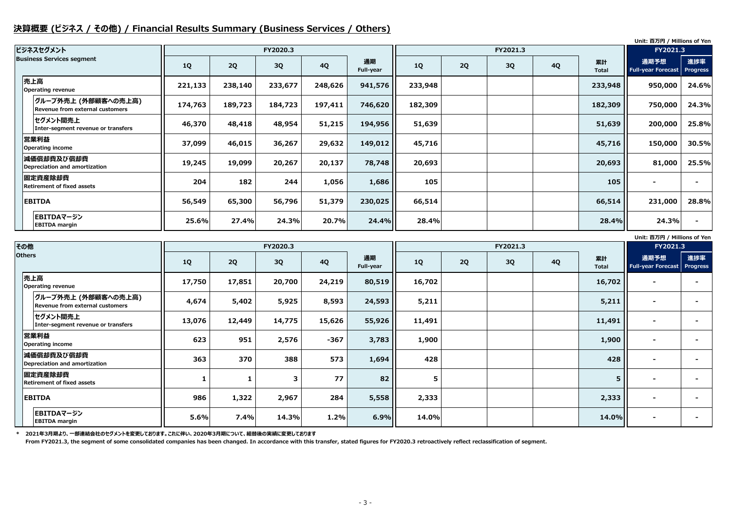## 決算概要 (ビジネス / その他) / Financial Results Summary (Business Services / Others)

Unit: 百万円 / Millions of Yen

| ビジネスセグメント Business Services segment | FY2020.3 | | | | | FY2021.3 | | | | | FY2021.3 | |
|---|---|---|---|---|---|---|---|---|---|---|---|---|
| | 1Q | 2Q | 3Q | 4Q | 通期 Full-year | 1Q | 2Q | 3Q | 4Q | 累計 Total | 通期予想 Full-year Forecast | 進捗率 Progress |
| 売上高 Operating revenue | 221,133 | 238,140 | 233,677 | 248,626 | 941,576 | 233,948 | | | | 233,948 | 950,000 | 24.6% |
| グループ外売上 (外部顧客への売上高) Revenue from external customers | 174,763 | 189,723 | 184,723 | 197,411 | 746,620 | 182,309 | | | | 182,309 | 750,000 | 24.3% |
| セグメント間売上 Inter-segment revenue or transfers | 46,370 | 48,418 | 48,954 | 51,215 | 194,956 | 51,639 | | | | 51,639 | 200,000 | 25.8% |
| 営業利益 Operating income | 37,099 | 46,015 | 36,267 | 29,632 | 149,012 | 45,716 | | | | 45,716 | 150,000 | 30.5% |
| 減価償却費及び償却費 Depreciation and amortization | 19,245 | 19,099 | 20,267 | 20,137 | 78,748 | 20,693 | | | | 20,693 | 81,000 | 25.5% |
| 固定資産除却費 Retirement of fixed assets | 204 | 182 | 244 | 1,056 | 1,686 | 105 | | | | 105 | - | - |
| EBITDA | 56,549 | 65,300 | 56,796 | 51,379 | 230,025 | 66,514 | | | | 66,514 | 231,000 | 28.8% |
| EBITDAマージン EBITDA margin | 25.6% | 27.4% | 24.3% | 20.7% | 24.4% | 28.4% | | | | 28.4% | 24.3% | - |

Unit: 百万円 / Millions of Yen

| その他 Others | FY2020.3 | | | | | FY2021.3 | | | | | FY2021.3 | |
|---|---|---|---|---|---|---|---|---|---|---|---|---|
| | 1Q | 2Q | 3Q | 4Q | 通期 Full-year | 1Q | 2Q | 3Q | 4Q | 累計 Total | 通期予想 Full-year Forecast | 進捗率 Progress |
| 売上高 Operating revenue | 17,750 | 17,851 | 20,700 | 24,219 | 80,519 | 16,702 | | | | 16,702 | - | - |
| グループ外売上 (外部顧客への売上高) Revenue from external customers | 4,674 | 5,402 | 5,925 | 8,593 | 24,593 | 5,211 | | | | 5,211 | - | - |
| セグメント間売上 Inter-segment revenue or transfers | 13,076 | 12,449 | 14,775 | 15,626 | 55,926 | 11,491 | | | | 11,491 | - | - |
| 営業利益 Operating income | 623 | 951 | 2,576 | -367 | 3,783 | 1,900 | | | | 1,900 | - | - |
| 減価償却費及び償却費 Depreciation and amortization | 363 | 370 | 388 | 573 | 1,694 | 428 | | | | 428 | - | - |
| 固定資産除却費 Retirement of fixed assets | 1 | 1 | 3 | 77 | 82 | 5 | | | | 5 | - | - |
| EBITDA | 986 | 1,322 | 2,967 | 284 | 5,558 | 2,333 | | | | 2,333 | - | - |
| EBITDAマージン EBITDA margin | 5.6% | 7.4% | 14.3% | 1.2% | 6.9% | 14.0% | | | | 14.0% | - | - |

* 2021年3月期より、一部連結会社のセグメントを変更しております。これに伴い、2020年3月期について、組替後の実績に変更しております

From FY2021.3, the segment of some consolidated companies has been changed. In accordance with this transfer, stated figures for FY2020.3 retroactively reflect reclassification of segment.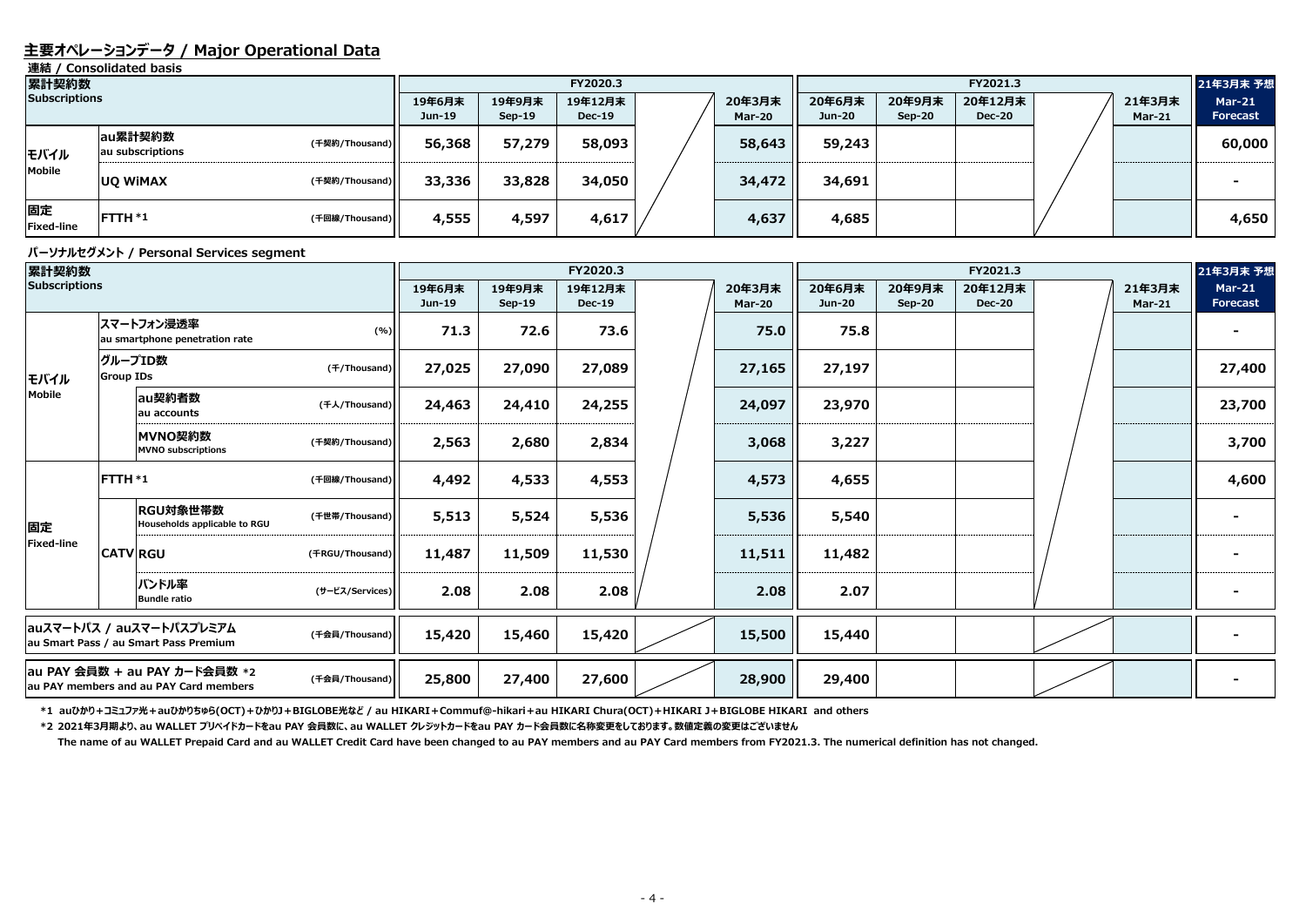## 主要オペレーションデータ / Major Operational Data

**連結 / Consolidated basis**

| 累計契約数 Subscriptions | | | 19年6月末 Jun-19 | 19年9月末 Sep-19 | 19年12月末 Dec-19 | | 20年3月末 Mar-20 | 20年6月末 Jun-20 | 20年9月末 Sep-20 | 20年12月末 Dec-20 | | 21年3月末 Mar-21 | 21年3月末 予想 Mar-21 Forecast |
|---|---|---|---|---|---|---|---|---|---|---|---|---|---|
| | | | FY2020.3 | | | | | FY2021.3 | | | | | |
| モバイル Mobile | au累計契約数 au subscriptions | (千契約/Thousand) | 56,368 | 57,279 | 58,093 | | 58,643 | 59,243 | | | | | 60,000 |
| | UQ WiMAX | (千契約/Thousand) | 33,336 | 33,828 | 34,050 | | 34,472 | 34,691 | | | | | - |
| 固定 Fixed-line | FTTH *1 | (千回線/Thousand) | 4,555 | 4,597 | 4,617 | | 4,637 | 4,685 | | | | | 4,650 |

**パーソナルセグメント / Personal Services segment**

| 累計契約数 Subscriptions | | | 19年6月末 Jun-19 | 19年9月末 Sep-19 | 19年12月末 Dec-19 | | 20年3月末 Mar-20 | 20年6月末 Jun-20 | 20年9月末 Sep-20 | 20年12月末 Dec-20 | | 21年3月末 Mar-21 | 21年3月末 予想 Mar-21 Forecast |
|---|---|---|---|---|---|---|---|---|---|---|---|---|---|
| | | | FY2020.3 | | | | | FY2021.3 | | | | | |
| モバイル Mobile | スマートフォン浸透率 au smartphone penetration rate | (%) | 71.3 | 72.6 | 73.6 | | 75.0 | 75.8 | | | | | - |
| | グループID数 Group IDs | (千/Thousand) | 27,025 | 27,090 | 27,089 | | 27,165 | 27,197 | | | | | 27,400 |
| | au契約者数 au accounts | (千人/Thousand) | 24,463 | 24,410 | 24,255 | | 24,097 | 23,970 | | | | | 23,700 |
| | MVNO契約数 MVNO subscriptions | (千契約/Thousand) | 2,563 | 2,680 | 2,834 | | 3,068 | 3,227 | | | | | 3,700 |
| 固定 Fixed-line | FTTH *1 | (千回線/Thousand) | 4,492 | 4,533 | 4,553 | | 4,573 | 4,655 | | | | | 4,600 |
| | CATV RGU対象世帯数 Households applicable to RGU | (千世帯/Thousand) | 5,513 | 5,524 | 5,536 | | 5,536 | 5,540 | | | | | - |
| | CATV RGU | (千RGU/Thousand) | 11,487 | 11,509 | 11,530 | | 11,511 | 11,482 | | | | | - |
| | CATV バンドル率 Bundle ratio | (サービス/Services) | 2.08 | 2.08 | 2.08 | | 2.08 | 2.07 | | | | | - |
| auスマートパス / auスマートパスプレミアム au Smart Pass / au Smart Pass Premium | | (千会員/Thousand) | 15,420 | 15,460 | 15,420 | | 15,500 | 15,440 | | | | | - |
| au PAY 会員数 + au PAY カード会員数 *2 au PAY members and au PAY Card members | | (千会員/Thousand) | 25,800 | 27,400 | 27,600 | | 28,900 | 29,400 | | | | | - |

*1 auひかり+コミュファ光+auひかりちゅら(OCT)+ひかりJ+BIGLOBE光など / au HIKARI+Commuf@-hikari+au HIKARI Chura(OCT)+HIKARI J+BIGLOBE HIKARI and others

*2 2021年3月期より、au WALLET プリペイドカードをau PAY 会員数に、au WALLET クレジットカードをau PAY カード会員数に名称変更をしております。数値定義の変更はございません

The name of au WALLET Prepaid Card and au WALLET Credit Card have been changed to au PAY members and au PAY Card members from FY2021.3. The numerical definition has not changed.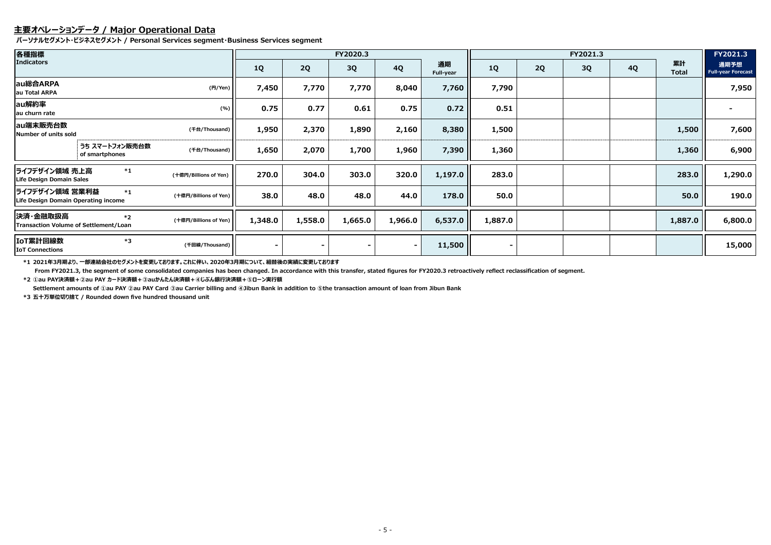## 主要オペレーションデータ / Major Operational Data

**パーソナルセグメント･ビジネスセグメント / Personal Services segment･Business Services segment**

| 各種指標 Indicators | | FY2020.3 1Q | FY2020.3 2Q | FY2020.3 3Q | FY2020.3 4Q | FY2020.3 通期 Full-year | FY2021.3 1Q | FY2021.3 2Q | FY2021.3 3Q | FY2021.3 4Q | FY2021.3 累計 Total | FY2021.3 通期予想 Full-year Forecast |
|---|---|---|---|---|---|---|---|---|---|---|---|---|
| au総合ARPA au Total ARPA | (円/Yen) | 7,450 | 7,770 | 7,770 | 8,040 | 7,760 | 7,790 | | | | | 7,950 |
| au解約率 au churn rate | (%) | 0.75 | 0.77 | 0.61 | 0.75 | 0.72 | 0.51 | | | | | - |
| au端末販売台数 Number of units sold | (千台/Thousand) | 1,950 | 2,370 | 1,890 | 2,160 | 8,380 | 1,500 | | | | 1,500 | 7,600 |
| うち スマートフォン販売台数 of smartphones | (千台/Thousand) | 1,650 | 2,070 | 1,700 | 1,960 | 7,390 | 1,360 | | | | 1,360 | 6,900 |
| ライフデザイン領域 売上高 *1 Life Design Domain Sales | (十億円/Billions of Yen) | 270.0 | 304.0 | 303.0 | 320.0 | 1,197.0 | 283.0 | | | | 283.0 | 1,290.0 |
| ライフデザイン領域 営業利益 *1 Life Design Domain Operating income | (十億円/Billions of Yen) | 38.0 | 48.0 | 48.0 | 44.0 | 178.0 | 50.0 | | | | 50.0 | 190.0 |
| 決済･金融取扱高 *2 Transaction Volume of Settlement/Loan | (十億円/Billions of Yen) | 1,348.0 | 1,558.0 | 1,665.0 | 1,966.0 | 6,537.0 | 1,887.0 | | | | 1,887.0 | 6,800.0 |
| IoT累計回線数 *3 IoT Connections | (千回線/Thousand) | - | - | - | - | 11,500 | - | | | | | 15,000 |

*1 2021年3月期より、一部連結会社のセグメントを変更しております。これに伴い、2020年3月期について、組替後の実績に変更しております

From FY2021.3, the segment of some consolidated companies has been changed. In accordance with this transfer, stated figures for FY2020.3 retroactively reflect reclassification of segment.

*2 ①au PAY決済額＋②au PAY カード決済額＋③auかんたん決済額＋④じぶん銀行決済額＋⑤ローン実行額

Settlement amounts of ①au PAY ②au PAY Card ③au Carrier billing and ④Jibun Bank in addition to ⑤the transaction amount of loan from Jibun Bank

*3 五十万単位切り捨て / Rounded down five hundred thousand unit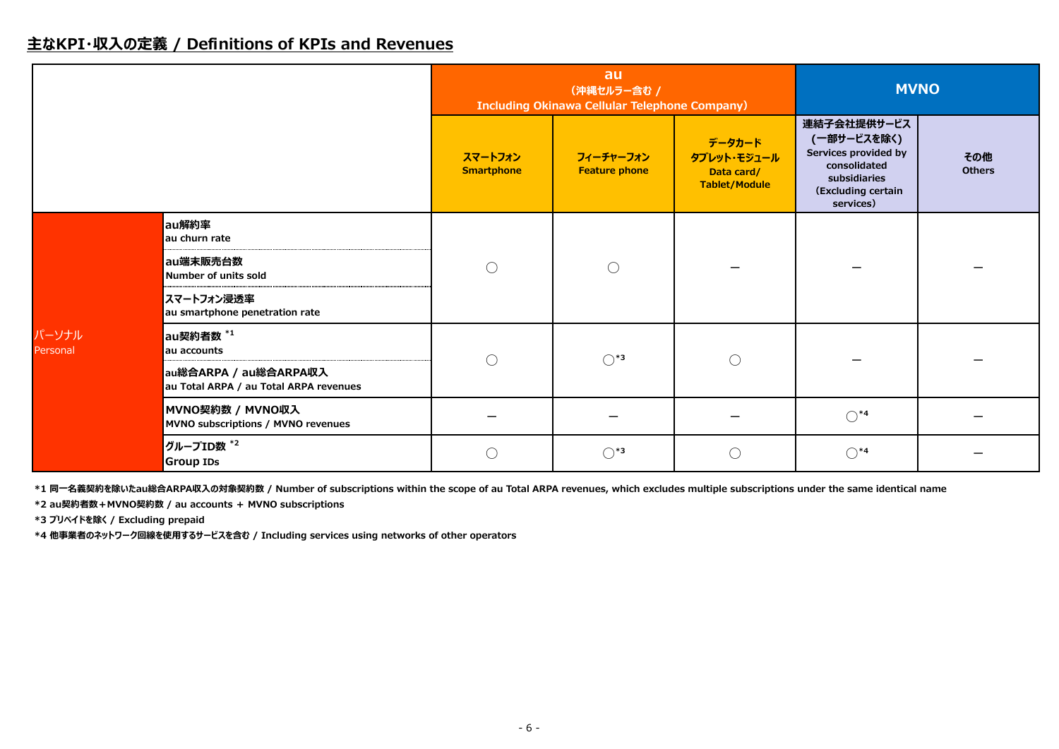## 主なKPI･収入の定義 / Definitions of KPIs and Revenues

| | | au (沖縄セルラー含む / Including Okinawa Cellular Telephone Company) | | | MVNO | |
|---|---|---|---|---|---|---|
| | | スマートフォン Smartphone | フィーチャーフォン Feature phone | データカード タブレット･モジュール Data card/ Tablet/Module | 連結子会社提供サービス (一部サービスを除く) Services provided by consolidated subsidiaries (Excluding certain services) | その他 Others |
| パーソナル Personal | au解約率 au churn rate | ○ | ○ | － | － | － |
| | au端末販売台数 Number of units sold | ○ | ○ | － | － | － |
| | スマートフォン浸透率 au smartphone penetration rate | ○ | ○ | － | － | － |
| | au契約者数 [*1] au accounts | ○ | ○[*3] | ○ | － | － |
| | au総合ARPA / au総合ARPA収入 au Total ARPA / au Total ARPA revenues | ○ | ○[*3] | ○ | － | － |
| | MVNO契約数 / MVNO収入 MVNO subscriptions / MVNO revenues | － | － | － | ○[*4] | － |
| | グループID数 [*2] Group IDs | ○ | ○[*3] | ○ | ○[*4] | － |

*1 同一名義契約を除いたau総合ARPA収入の対象契約数 / Number of subscriptions within the scope of au Total ARPA revenues, which excludes multiple subscriptions under the same identical name

*2 au契約者数+MVNO契約数 / au accounts + MVNO subscriptions

*3 プリペイドを除く / Excluding prepaid

*4 他事業者のネットワーク回線を使用するサービスを含む / Including services using networks of other operators